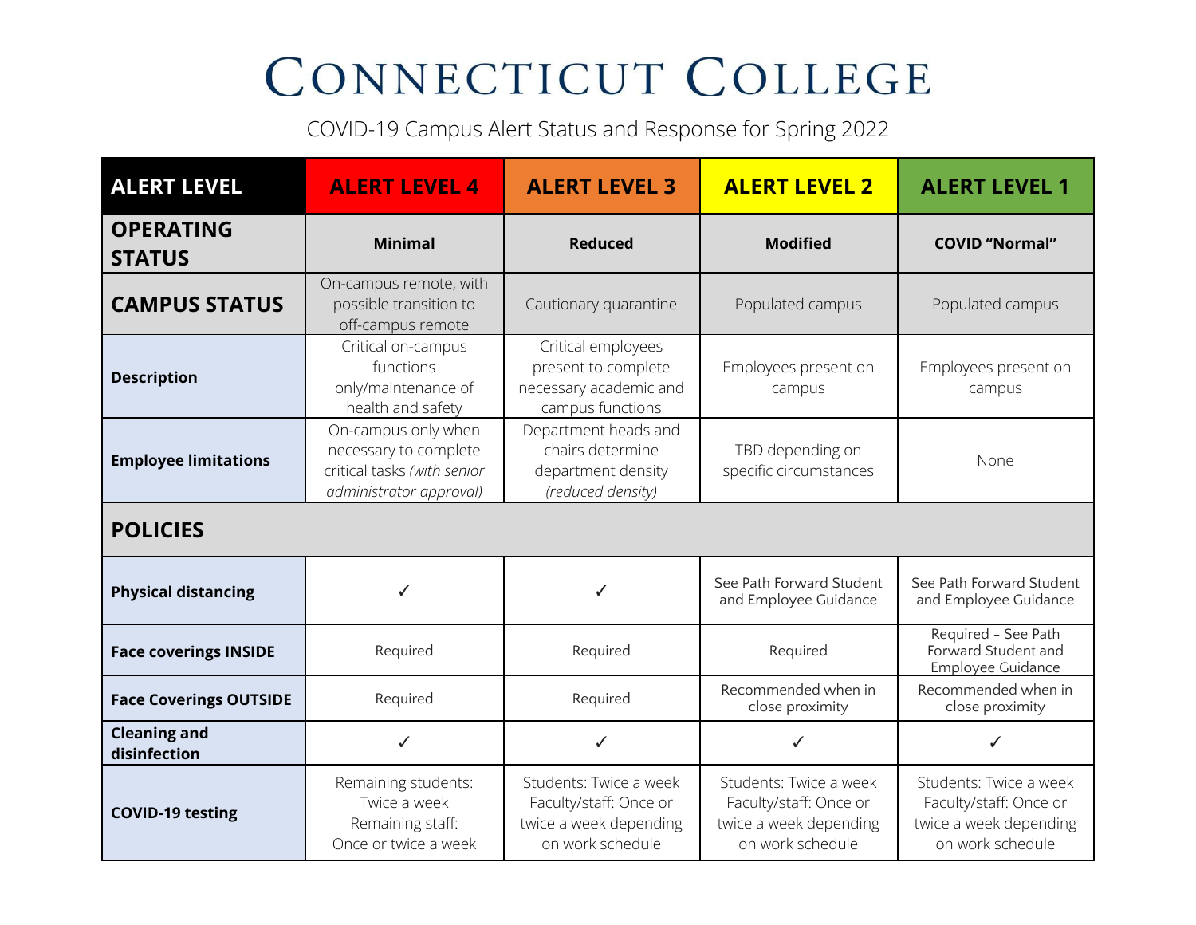# Connecticut College

COVID-19 Campus Alert Status and Response for Spring 2022

| ALERT LEVEL | ALERT LEVEL 4 | ALERT LEVEL 3 | ALERT LEVEL 2 | ALERT LEVEL 1 |
|---|---|---|---|---|
| **OPERATING STATUS** | **Minimal** | **Reduced** | **Modified** | **COVID "Normal"** |
| **CAMPUS STATUS** | On-campus remote, with possible transition to off-campus remote | Cautionary quarantine | Populated campus | Populated campus |
| **Description** | Critical on-campus functions only/maintenance of health and safety | Critical employees present to complete necessary academic and campus functions | Employees present on campus | Employees present on campus |
| **Employee limitations** | On-campus only when necessary to complete critical tasks *(with senior administrator approval)* | Department heads and chairs determine department density *(reduced density)* | TBD depending on specific circumstances | None |
| **POLICIES** | | | | |
| **Physical distancing** | ✓ | ✓ | See Path Forward Student and Employee Guidance | See Path Forward Student and Employee Guidance |
| **Face coverings INSIDE** | Required | Required | Required | Required – See Path Forward Student and Employee Guidance |
| **Face Coverings OUTSIDE** | Required | Required | Recommended when in close proximity | Recommended when in close proximity |
| **Cleaning and disinfection** | ✓ | ✓ | ✓ | ✓ |
| **COVID-19 testing** | Remaining students: Twice a week Remaining staff: Once or twice a week | Students: Twice a week Faculty/staff: Once or twice a week depending on work schedule | Students: Twice a week Faculty/staff: Once or twice a week depending on work schedule | Students: Twice a week Faculty/staff: Once or twice a week depending on work schedule |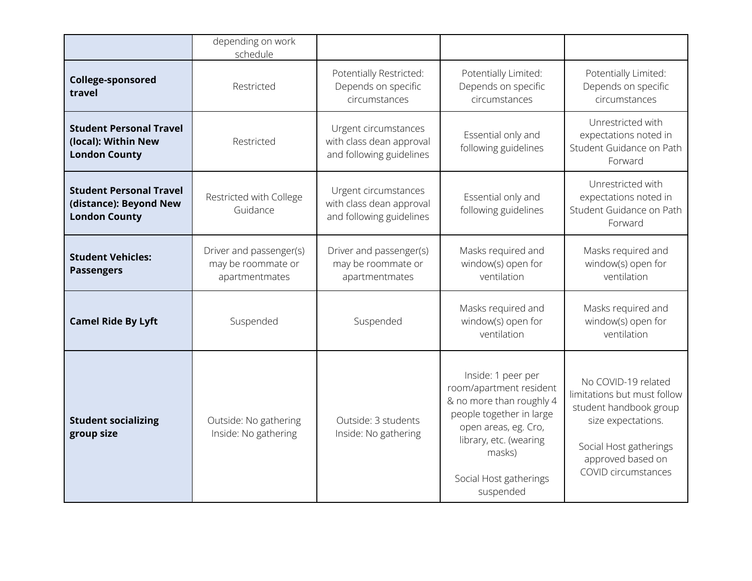| | | | | |
|---|---|---|---|---|
| | depending on work schedule | | | |
| **College-sponsored travel** | Restricted | Potentially Restricted: Depends on specific circumstances | Potentially Limited: Depends on specific circumstances | Potentially Limited: Depends on specific circumstances |
| **Student Personal Travel (local): Within New London County** | Restricted | Urgent circumstances with class dean approval and following guidelines | Essential only and following guidelines | Unrestricted with expectations noted in Student Guidance on Path Forward |
| **Student Personal Travel (distance): Beyond New London County** | Restricted with College Guidance | Urgent circumstances with class dean approval and following guidelines | Essential only and following guidelines | Unrestricted with expectations noted in Student Guidance on Path Forward |
| **Student Vehicles: Passengers** | Driver and passenger(s) may be roommate or apartmentmates | Driver and passenger(s) may be roommate or apartmentmates | Masks required and window(s) open for ventilation | Masks required and window(s) open for ventilation |
| **Camel Ride By Lyft** | Suspended | Suspended | Masks required and window(s) open for ventilation | Masks required and window(s) open for ventilation |
| **Student socializing group size** | Outside: No gathering<br>Inside: No gathering | Outside: 3 students<br>Inside: No gathering | Inside: 1 peer per room/apartment resident & no more than roughly 4 people together in large open areas, eg. Cro, library, etc. (wearing masks)<br><br>Social Host gatherings suspended | No COVID-19 related limitations but must follow student handbook group size expectations.<br><br>Social Host gatherings approved based on COVID circumstances |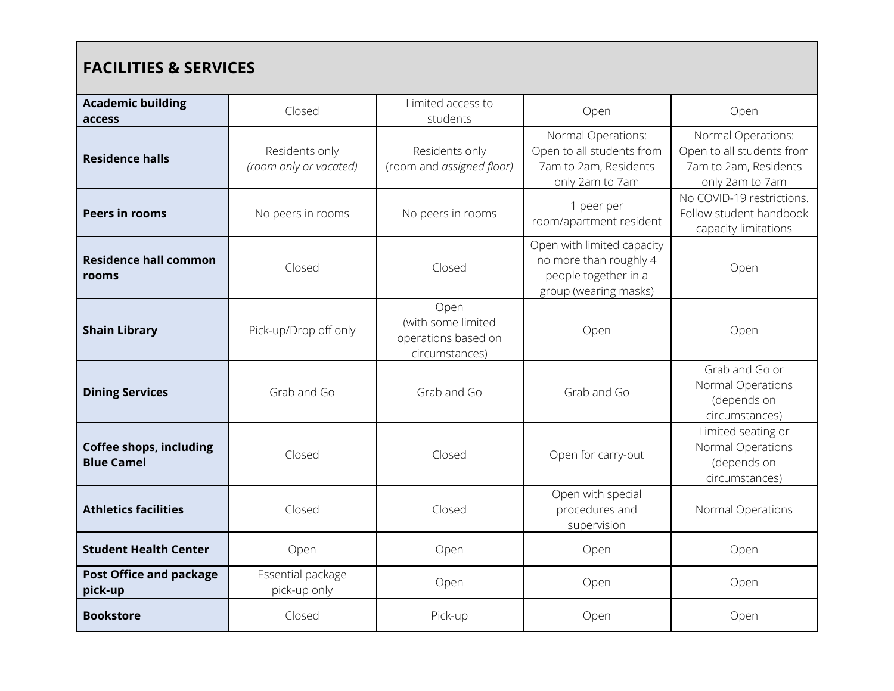| FACILITIES & SERVICES | | | | |
|---|---|---|---|---|
| **Academic building access** | Closed | Limited access to students | Open | Open |
| **Residence halls** | Residents only *(room only or vacated)* | Residents only (room and *assigned floor)* | Normal Operations: Open to all students from 7am to 2am, Residents only 2am to 7am | Normal Operations: Open to all students from 7am to 2am, Residents only 2am to 7am |
| **Peers in rooms** | No peers in rooms | No peers in rooms | 1 peer per room/apartment resident | No COVID-19 restrictions. Follow student handbook capacity limitations |
| **Residence hall common rooms** | Closed | Closed | Open with limited capacity no more than roughly 4 people together in a group (wearing masks) | Open |
| **Shain Library** | Pick-up/Drop off only | Open (with some limited operations based on circumstances) | Open | Open |
| **Dining Services** | Grab and Go | Grab and Go | Grab and Go | Grab and Go or Normal Operations (depends on circumstances) |
| **Coffee shops, including Blue Camel** | Closed | Closed | Open for carry-out | Limited seating or Normal Operations (depends on circumstances) |
| **Athletics facilities** | Closed | Closed | Open with special procedures and supervision | Normal Operations |
| **Student Health Center** | Open | Open | Open | Open |
| **Post Office and package pick-up** | Essential package pick-up only | Open | Open | Open |
| **Bookstore** | Closed | Pick-up | Open | Open |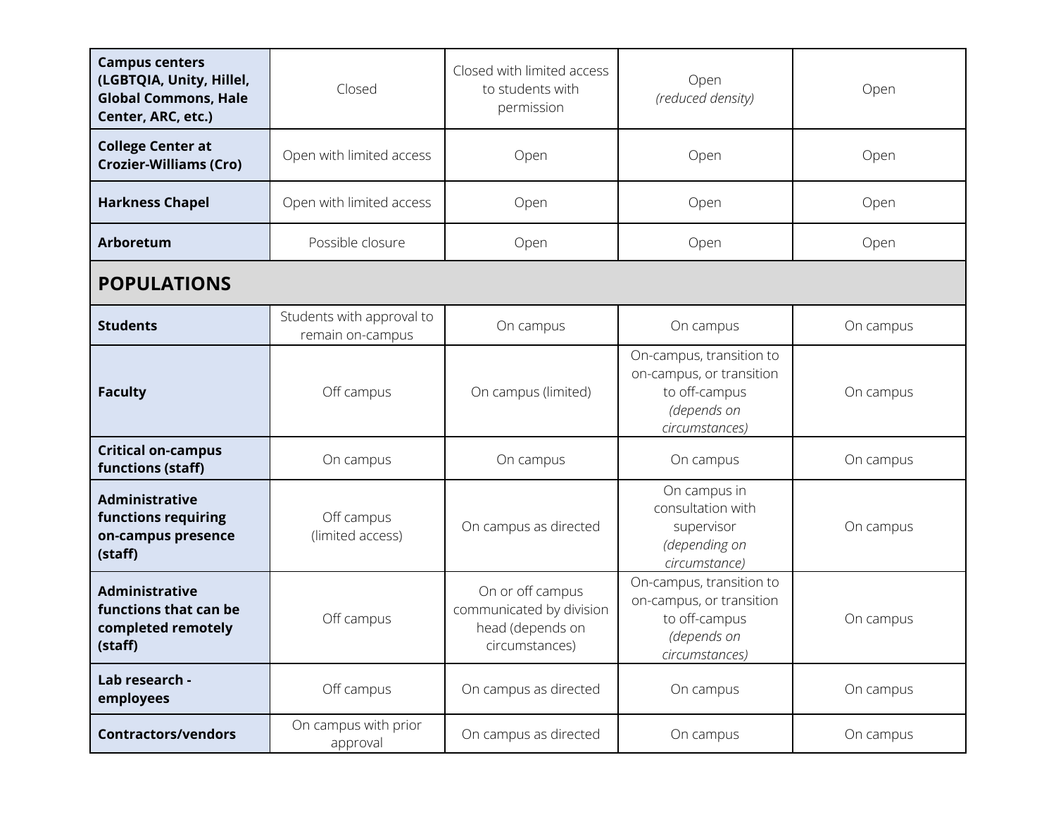| | | | | |
|---|---|---|---|---|
| **Campus centers (LGBTQIA, Unity, Hillel, Global Commons, Hale Center, ARC, etc.)** | Closed | Closed with limited access to students with permission | Open *(reduced density)* | Open |
| **College Center at Crozier-Williams (Cro)** | Open with limited access | Open | Open | Open |
| **Harkness Chapel** | Open with limited access | Open | Open | Open |
| **Arboretum** | Possible closure | Open | Open | Open |
| **POPULATIONS** | | | | |
| **Students** | Students with approval to remain on-campus | On campus | On campus | On campus |
| **Faculty** | Off campus | On campus (limited) | On-campus, transition to on-campus, or transition to off-campus *(depends on circumstances)* | On campus |
| **Critical on-campus functions (staff)** | On campus | On campus | On campus | On campus |
| **Administrative functions requiring on-campus presence (staff)** | Off campus (limited access) | On campus as directed | On campus in consultation with supervisor *(depending on circumstance)* | On campus |
| **Administrative functions that can be completed remotely (staff)** | Off campus | On or off campus communicated by division head (depends on circumstances) | On-campus, transition to on-campus, or transition to off-campus *(depends on circumstances)* | On campus |
| **Lab research - employees** | Off campus | On campus as directed | On campus | On campus |
| **Contractors/vendors** | On campus with prior approval | On campus as directed | On campus | On campus |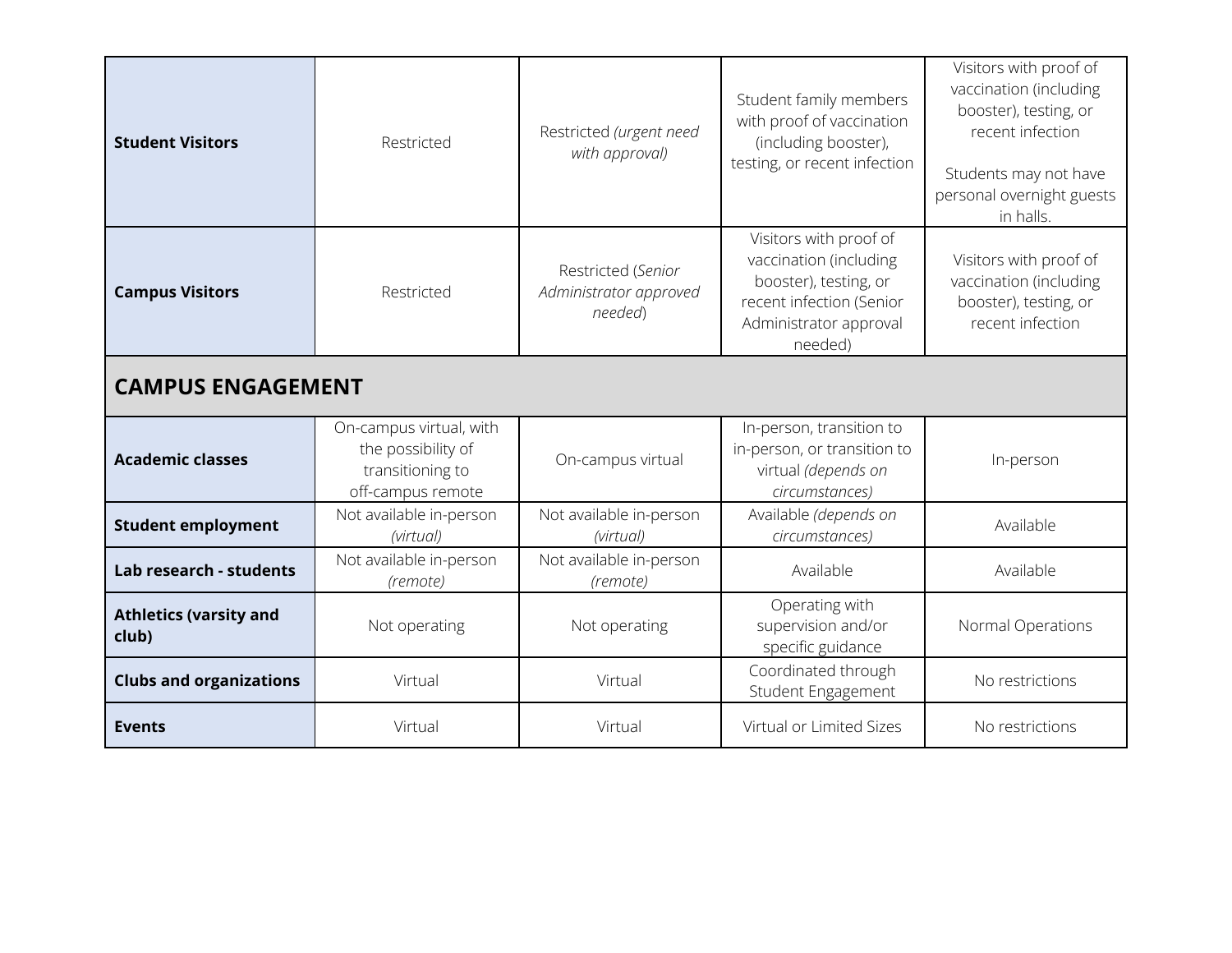| | | | | |
|---|---|---|---|---|
| **Student Visitors** | Restricted | Restricted *(urgent need with approval)* | Student family members with proof of vaccination (including booster), testing, or recent infection | Visitors with proof of vaccination (including booster), testing, or recent infection<br><br>Students may not have personal overnight guests in halls. |
| **Campus Visitors** | Restricted | Restricted (*Senior Administrator approved needed*) | Visitors with proof of vaccination (including booster), testing, or recent infection (Senior Administrator approval needed) | Visitors with proof of vaccination (including booster), testing, or recent infection |
| **CAMPUS ENGAGEMENT** | | | | |
| **Academic classes** | On-campus virtual, with the possibility of transitioning to off-campus remote | On-campus virtual | In-person, transition to in-person, or transition to virtual *(depends on circumstances)* | In-person |
| **Student employment** | Not available in-person *(virtual)* | Not available in-person *(virtual)* | Available *(depends on circumstances)* | Available |
| **Lab research - students** | Not available in-person *(remote)* | Not available in-person *(remote)* | Available | Available |
| **Athletics (varsity and club)** | Not operating | Not operating | Operating with supervision and/or specific guidance | Normal Operations |
| **Clubs and organizations** | Virtual | Virtual | Coordinated through Student Engagement | No restrictions |
| **Events** | Virtual | Virtual | Virtual or Limited Sizes | No restrictions |